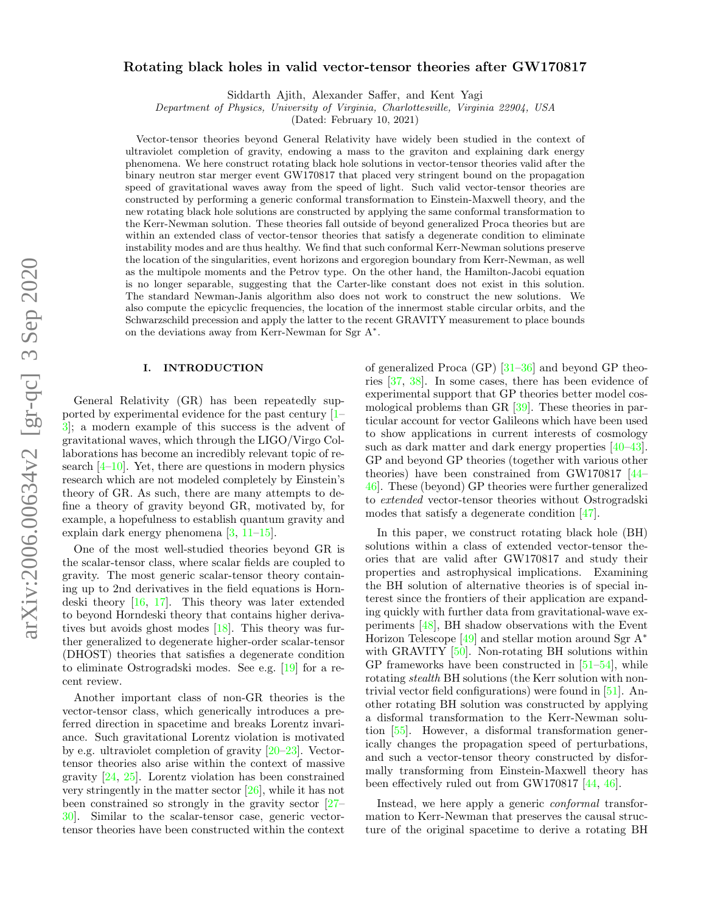# Rotating black holes in valid vector-tensor theories after GW170817

Siddarth Ajith, Alexander Saffer, and Kent Yagi

*Department of Physics, University of Virginia, Charlottesville, Virginia 22904, USA*

(Dated: February 10, 2021)

Vector-tensor theories beyond General Relativity have widely been studied in the context of ultraviolet completion of gravity, endowing a mass to the graviton and explaining dark energy phenomena. We here construct rotating black hole solutions in vector-tensor theories valid after the binary neutron star merger event GW170817 that placed very stringent bound on the propagation speed of gravitational waves away from the speed of light. Such valid vector-tensor theories are constructed by performing a generic conformal transformation to Einstein-Maxwell theory, and the new rotating black hole solutions are constructed by applying the same conformal transformation to the Kerr-Newman solution. These theories fall outside of beyond generalized Proca theories but are within an extended class of vector-tensor theories that satisfy a degenerate condition to eliminate instability modes and are thus healthy. We find that such conformal Kerr-Newman solutions preserve the location of the singularities, event horizons and ergoregion boundary from Kerr-Newman, as well as the multipole moments and the Petrov type. On the other hand, the Hamilton-Jacobi equation is no longer separable, suggesting that the Carter-like constant does not exist in this solution. The standard Newman-Janis algorithm also does not work to construct the new solutions. We also compute the epicyclic frequencies, the location of the innermost stable circular orbits, and the Schwarzschild precession and apply the latter to the recent GRAVITY measurement to place bounds on the deviations away from Kerr-Newman for Sgr A*.

## I. INTRODUCTION

General Relativity (GR) has been repeatedly supported by experimental evidence for the past century [1–3]; a modern example of this success is the advent of gravitational waves, which through the LIGO/Virgo Collaborations has become an incredibly relevant topic of research [4–10]. Yet, there are questions in modern physics research which are not modeled completely by Einstein's theory of GR. As such, there are many attempts to define a theory of gravity beyond GR, motivated by, for example, a hopefulness to establish quantum gravity and explain dark energy phenomena [3, 11–15].

One of the most well-studied theories beyond GR is the scalar-tensor class, where scalar fields are coupled to gravity. The most generic scalar-tensor theory containing up to 2nd derivatives in the field equations is Horndeski theory [16, 17]. This theory was later extended to beyond Horndeski theory that contains higher derivatives but avoids ghost modes [18]. This theory was further generalized to degenerate higher-order scalar-tensor (DHOST) theories that satisfies a degenerate condition to eliminate Ostrogradski modes. See e.g. [19] for a recent review.

Another important class of non-GR theories is the vector-tensor class, which generically introduces a preferred direction in spacetime and breaks Lorentz invariance. Such gravitational Lorentz violation is motivated by e.g. ultraviolet completion of gravity [20–23]. Vector-tensor theories also arise within the context of massive gravity [24, 25]. Lorentz violation has been constrained very stringently in the matter sector [26], while it has not been constrained so strongly in the gravity sector [27–30]. Similar to the scalar-tensor case, generic vector-tensor theories have been constructed within the context of generalized Proca (GP) [31–36] and beyond GP theories [37, 38]. In some cases, there has been evidence of experimental support that GP theories better model cosmological problems than GR [39]. These theories in particular account for vector Galileons which have been used to show applications in current interests of cosmology such as dark matter and dark energy properties [40–43]. GP and beyond GP theories (together with various other theories) have been constrained from GW170817 [44–46]. These (beyond) GP theories were further generalized to *extended* vector-tensor theories without Ostrogradski modes that satisfy a degenerate condition [47].

In this paper, we construct rotating black hole (BH) solutions within a class of extended vector-tensor theories that are valid after GW170817 and study their properties and astrophysical implications. Examining the BH solution of alternative theories is of special interest since the frontiers of their application are expanding quickly with further data from gravitational-wave experiments [48], BH shadow observations with the Event Horizon Telescope [49] and stellar motion around Sgr A* with GRAVITY [50]. Non-rotating BH solutions within GP frameworks have been constructed in [51–54], while rotating *stealth* BH solutions (the Kerr solution with nontrivial vector field configurations) were found in [51]. Another rotating BH solution was constructed by applying a disformal transformation to the Kerr-Newman solution [55]. However, a disformal transformation generically changes the propagation speed of perturbations, and such a vector-tensor theory constructed by disformally transforming from Einstein-Maxwell theory has been effectively ruled out from GW170817 [44, 46].

Instead, we here apply a generic *conformal* transformation to Kerr-Newman that preserves the causal structure of the original spacetime to derive a rotating BH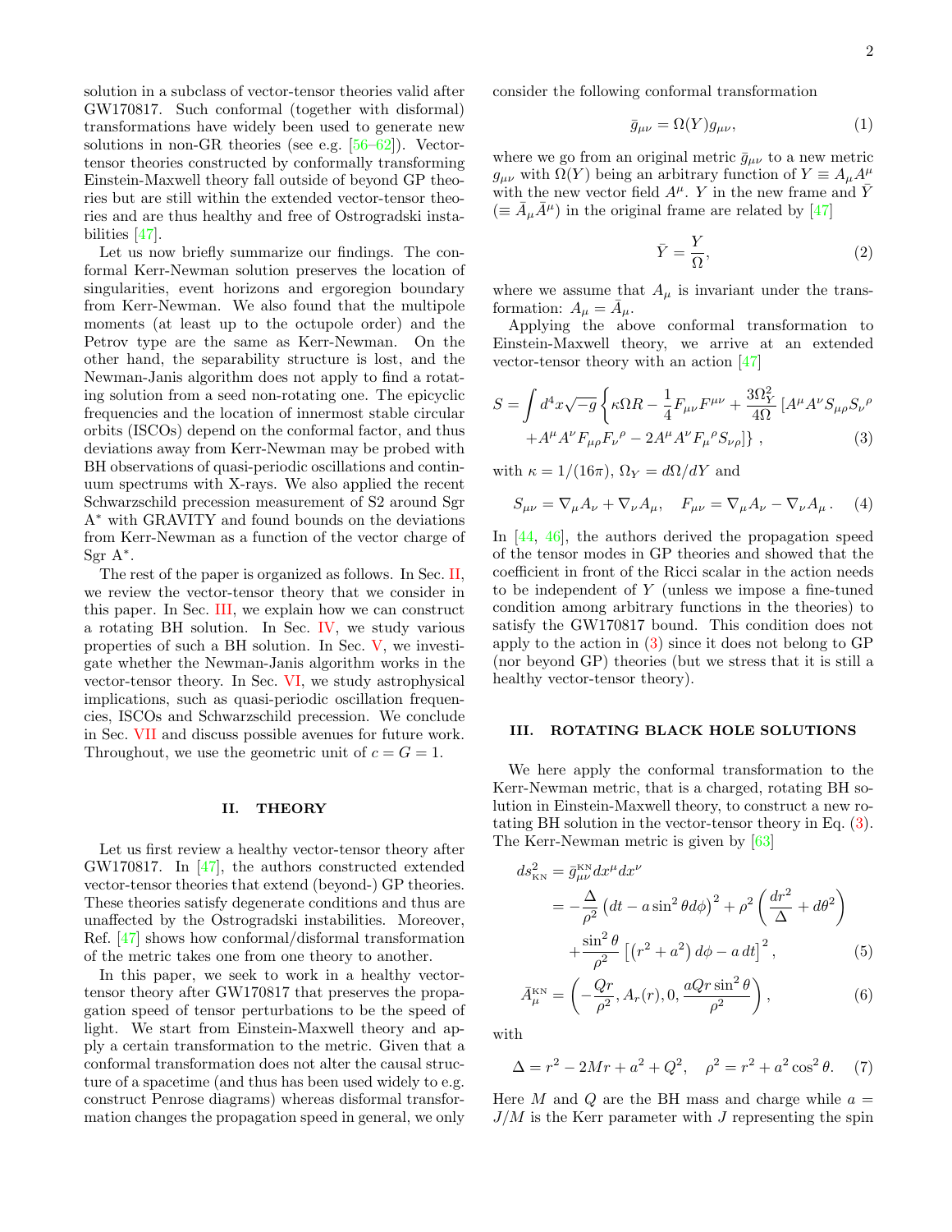solution in a subclass of vector-tensor theories valid after GW170817. Such conformal (together with disformal) transformations have widely been used to generate new solutions in non-GR theories (see e.g. [56–62]). Vector-tensor theories constructed by conformally transforming Einstein-Maxwell theory fall outside of beyond GP theories but are still within the extended vector-tensor theories and are thus healthy and free of Ostrogradski instabilities [47].

Let us now briefly summarize our findings. The conformal Kerr-Newman solution preserves the location of singularities, event horizons and ergoregion boundary from Kerr-Newman. We also found that the multipole moments (at least up to the octupole order) and the Petrov type are the same as Kerr-Newman. On the other hand, the separability structure is lost, and the Newman-Janis algorithm does not apply to find a rotating solution from a seed non-rotating one. The epicyclic frequencies and the location of innermost stable circular orbits (ISCOs) depend on the conformal factor, and thus deviations away from Kerr-Newman may be probed with BH observations of quasi-periodic oscillations and continuum spectrums with X-rays. We also applied the recent Schwarzschild precession measurement of S2 around Sgr A* with GRAVITY and found bounds on the deviations from Kerr-Newman as a function of the vector charge of Sgr A*.

The rest of the paper is organized as follows. In Sec. II, we review the vector-tensor theory that we consider in this paper. In Sec. III, we explain how we can construct a rotating BH solution. In Sec. IV, we study various properties of such a BH solution. In Sec. V, we investigate whether the Newman-Janis algorithm works in the vector-tensor theory. In Sec. VI, we study astrophysical implications, such as quasi-periodic oscillation frequencies, ISCOs and Schwarzschild precession. We conclude in Sec. VII and discuss possible avenues for future work. Throughout, we use the geometric unit of $c = G = 1$.

## II. THEORY

Let us first review a healthy vector-tensor theory after GW170817. In [47], the authors constructed extended vector-tensor theories that extend (beyond-) GP theories. These theories satisfy degenerate conditions and thus are unaffected by the Ostrogradski instabilities. Moreover, Ref. [47] shows how conformal/disformal transformation of the metric takes one from one theory to another.

In this paper, we seek to work in a healthy vector-tensor theory after GW170817 that preserves the propagation speed of tensor perturbations to be the speed of light. We start from Einstein-Maxwell theory and apply a certain transformation to the metric. Given that a conformal transformation does not alter the causal structure of a spacetime (and thus has been used widely to e.g. construct Penrose diagrams) whereas disformal transformation changes the propagation speed in general, we only consider the following conformal transformation

$$\bar{g}_{\mu\nu} = \Omega(Y) g_{\mu\nu}, \tag{1}$$

where we go from an original metric $\bar{g}_{\mu\nu}$ to a new metric $g_{\mu\nu}$ with $\Omega(Y)$ being an arbitrary function of $Y \equiv A_\mu A^\mu$ with the new vector field $A^\mu$. $Y$ in the new frame and $\bar{Y}$ ($\equiv \bar{A}_\mu \bar{A}^\mu$) in the original frame are related by [47]

$$\bar{Y} = \frac{Y}{\Omega}, \tag{2}$$

where we assume that $A_\mu$ is invariant under the transformation: $A_\mu = \bar{A}_\mu$.

Applying the above conformal transformation to Einstein-Maxwell theory, we arrive at an extended vector-tensor theory with an action [47]

$$S = \int d^4x \sqrt{-g} \left\{ \kappa \Omega R - \frac{1}{4} F_{\mu\nu} F^{\mu\nu} + \frac{3\Omega_Y^2}{4\Omega} \left[ A^\mu A^\nu S_{\mu\rho} S_\nu{}^\rho \right. \right. \\ \left. \left. + A^\mu A^\nu F_{\mu\rho} F_\nu{}^\rho - 2 A^\mu A^\nu F_\mu{}^\rho S_{\nu\rho} \right] \right\}, \tag{3}$$

with $\kappa = 1/(16\pi)$, $\Omega_Y = d\Omega/dY$ and

$$S_{\mu\nu} = \nabla_\mu A_\nu + \nabla_\nu A_\mu, \quad F_{\mu\nu} = \nabla_\mu A_\nu - \nabla_\nu A_\mu. \tag{4}$$

In [44, 46], the authors derived the propagation speed of the tensor modes in GP theories and showed that the coefficient in front of the Ricci scalar in the action needs to be independent of $Y$ (unless we impose a fine-tuned condition among arbitrary functions in the theories) to satisfy the GW170817 bound. This condition does not apply to the action in (3) since it does not belong to GP (nor beyond GP) theories (but we stress that it is still a healthy vector-tensor theory).

## III. ROTATING BLACK HOLE SOLUTIONS

We here apply the conformal transformation to the Kerr-Newman metric, that is a charged, rotating BH solution in Einstein-Maxwell theory, to construct a new rotating BH solution in the vector-tensor theory in Eq. (3). The Kerr-Newman metric is given by [63]

$$\begin{aligned} ds^2_{\text{KN}} &= \bar{g}^{\text{KN}}_{\mu\nu} dx^\mu dx^\nu \\ &= -\frac{\Delta}{\rho^2} \left( dt - a \sin^2\theta d\phi \right)^2 + \rho^2 \left( \frac{dr^2}{\Delta} + d\theta^2 \right) \\ &\quad + \frac{\sin^2\theta}{\rho^2} \left[ \left( r^2 + a^2 \right) d\phi - a\, dt \right]^2, \end{aligned} \tag{5}$$

$$\bar{A}^{\text{KN}}_\mu = \left( -\frac{Qr}{\rho^2}, A_r(r), 0, \frac{aQr \sin^2\theta}{\rho^2} \right), \tag{6}$$

with

$$\Delta = r^2 - 2Mr + a^2 + Q^2, \quad \rho^2 = r^2 + a^2 \cos^2\theta. \tag{7}$$

Here $M$ and $Q$ are the BH mass and charge while $a = J/M$ is the Kerr parameter with $J$ representing the spin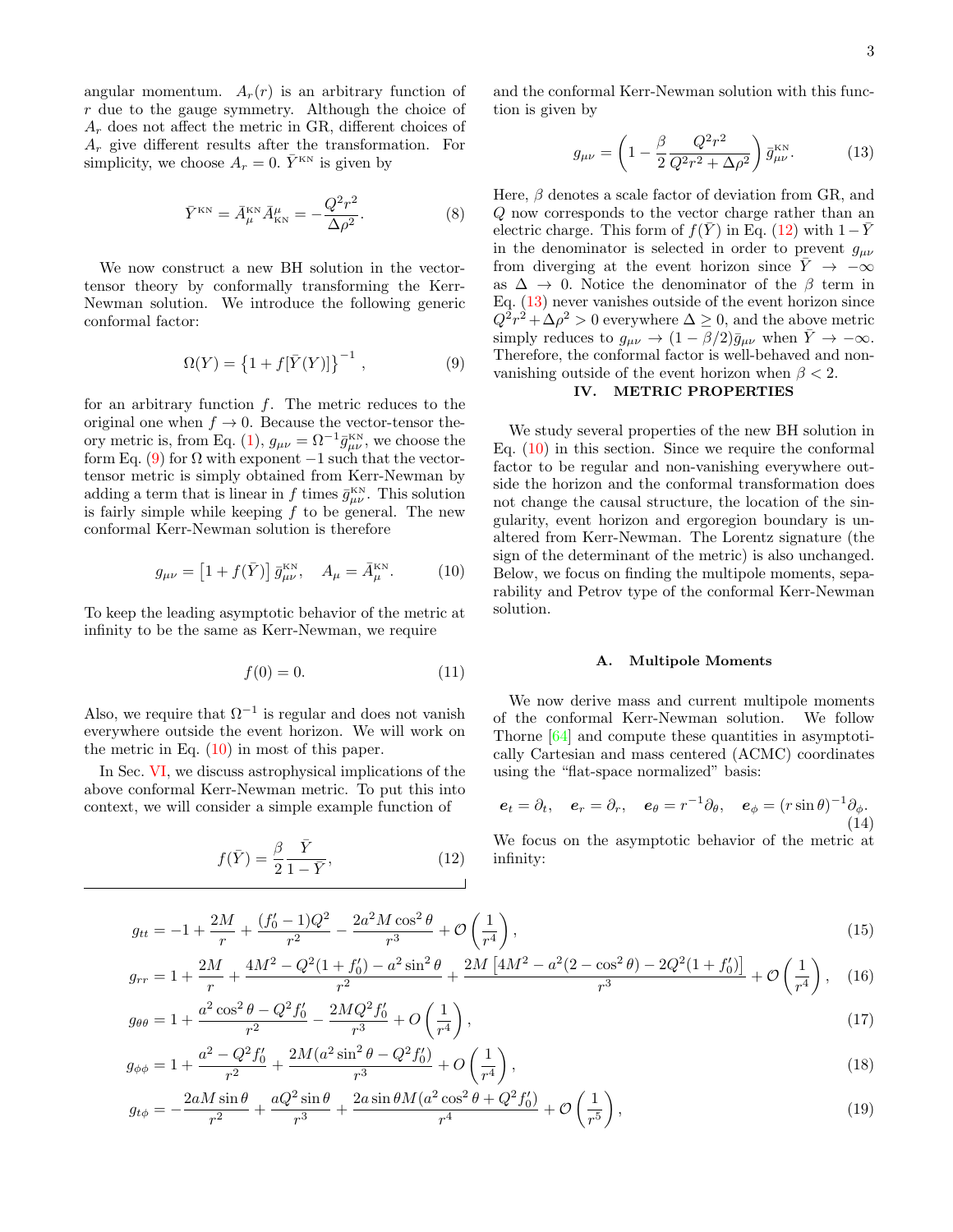angular momentum. $A_r(r)$ is an arbitrary function of $r$ due to the gauge symmetry. Although the choice of $A_r$ does not affect the metric in GR, different choices of $A_r$ give different results after the transformation. For simplicity, we choose $A_r = 0$. $\bar{Y}^{\rm KN}$ is given by

$$\bar{Y}^{\rm KN} = \bar{A}^{\rm KN}_\mu \bar{A}^\mu_{\rm KN} = -\frac{Q^2 r^2}{\Delta \rho^2}. \tag{8}$$

We now construct a new BH solution in the vector-tensor theory by conformally transforming the Kerr-Newman solution. We introduce the following generic conformal factor:

$$\Omega(Y) = \left\{1 + f[\bar{Y}(Y)]\right\}^{-1}, \tag{9}$$

for an arbitrary function $f$. The metric reduces to the original one when $f \to 0$. Because the vector-tensor theory metric is, from Eq. (1), $g_{\mu\nu} = \Omega^{-1}\bar{g}^{\rm KN}_{\mu\nu}$, we choose the form Eq. (9) for $\Omega$ with exponent $-1$ such that the vector-tensor metric is simply obtained from Kerr-Newman by adding a term that is linear in $f$ times $\bar{g}^{\rm KN}_{\mu\nu}$. This solution is fairly simple while keeping $f$ to be general. The new conformal Kerr-Newman solution is therefore

$$g_{\mu\nu} = \left[1 + f(\bar{Y})\right]\bar{g}^{\rm KN}_{\mu\nu}, \quad A_\mu = \bar{A}^{\rm KN}_\mu. \tag{10}$$

To keep the leading asymptotic behavior of the metric at infinity to be the same as Kerr-Newman, we require

$$f(0) = 0. \tag{11}$$

Also, we require that $\Omega^{-1}$ is regular and does not vanish everywhere outside the event horizon. We will work on the metric in Eq. (10) in most of this paper.

In Sec. VI, we discuss astrophysical implications of the above conformal Kerr-Newman metric. To put this into context, we will consider a simple example function of

$$f(\bar{Y}) = \frac{\beta}{2}\frac{\bar{Y}}{1-\bar{Y}}, \tag{12}$$

and the conformal Kerr-Newman solution with this function is given by

$$g_{\mu\nu} = \left(1 - \frac{\beta}{2}\frac{Q^2 r^2}{Q^2 r^2 + \Delta\rho^2}\right)\bar{g}^{\rm KN}_{\mu\nu}. \tag{13}$$

Here, $\beta$ denotes a scale factor of deviation from GR, and $Q$ now corresponds to the vector charge rather than an electric charge. This form of $f(\bar{Y})$ in Eq. (12) with $1-\bar{Y}$ in the denominator is selected in order to prevent $g_{\mu\nu}$ from diverging at the event horizon since $\bar{Y} \to -\infty$ as $\Delta \to 0$. Notice the denominator of the $\beta$ term in Eq. (13) never vanishes outside of the event horizon since $Q^2 r^2 + \Delta\rho^2 > 0$ everywhere $\Delta \geq 0$, and the above metric simply reduces to $g_{\mu\nu} \to (1-\beta/2)\bar{g}_{\mu\nu}$ when $\bar{Y} \to -\infty$. Therefore, the conformal factor is well-behaved and non-vanishing outside of the event horizon when $\beta < 2$.

## IV. METRIC PROPERTIES

We study several properties of the new BH solution in Eq. (10) in this section. Since we require the conformal factor to be regular and non-vanishing everywhere outside the horizon and the conformal transformation does not change the causal structure, the location of the singularity, event horizon and ergoregion boundary is unaltered from Kerr-Newman. The Lorentz signature (the sign of the determinant of the metric) is also unchanged. Below, we focus on finding the multipole moments, separability and Petrov type of the conformal Kerr-Newman solution.

### A. Multipole Moments

We now derive mass and current multipole moments of the conformal Kerr-Newman solution. We follow Thorne [64] and compute these quantities in asymptotically Cartesian and mass centered (ACMC) coordinates using the "flat-space normalized" basis:

$$\boldsymbol{e}_t = \partial_t, \quad \boldsymbol{e}_r = \partial_r, \quad \boldsymbol{e}_\theta = r^{-1}\partial_\theta, \quad \boldsymbol{e}_\phi = (r\sin\theta)^{-1}\partial_\phi. \tag{14}$$

We focus on the asymptotic behavior of the metric at infinity:

$$g_{tt} = -1 + \frac{2M}{r} + \frac{(f_0'-1)Q^2}{r^2} - \frac{2a^2 M\cos^2\theta}{r^3} + \mathcal{O}\left(\frac{1}{r^4}\right), \tag{15}$$

$$g_{rr} = 1 + \frac{2M}{r} + \frac{4M^2 - Q^2(1+f_0') - a^2\sin^2\theta}{r^2} + \frac{2M\left[4M^2 - a^2(2-\cos^2\theta) - 2Q^2(1+f_0')\right]}{r^3} + \mathcal{O}\left(\frac{1}{r^4}\right), \tag{16}$$

$$g_{\theta\theta} = 1 + \frac{a^2\cos^2\theta - Q^2 f_0'}{r^2} - \frac{2MQ^2 f_0'}{r^3} + O\left(\frac{1}{r^4}\right), \tag{17}$$

$$g_{\phi\phi} = 1 + \frac{a^2 - Q^2 f_0'}{r^2} + \frac{2M(a^2\sin^2\theta - Q^2 f_0')}{r^3} + O\left(\frac{1}{r^4}\right), \tag{18}$$

$$g_{t\phi} = -\frac{2aM\sin\theta}{r^2} + \frac{aQ^2\sin\theta}{r^3} + \frac{2a\sin\theta M(a^2\cos^2\theta + Q^2 f_0')}{r^4} + \mathcal{O}\left(\frac{1}{r^5}\right), \tag{19}$$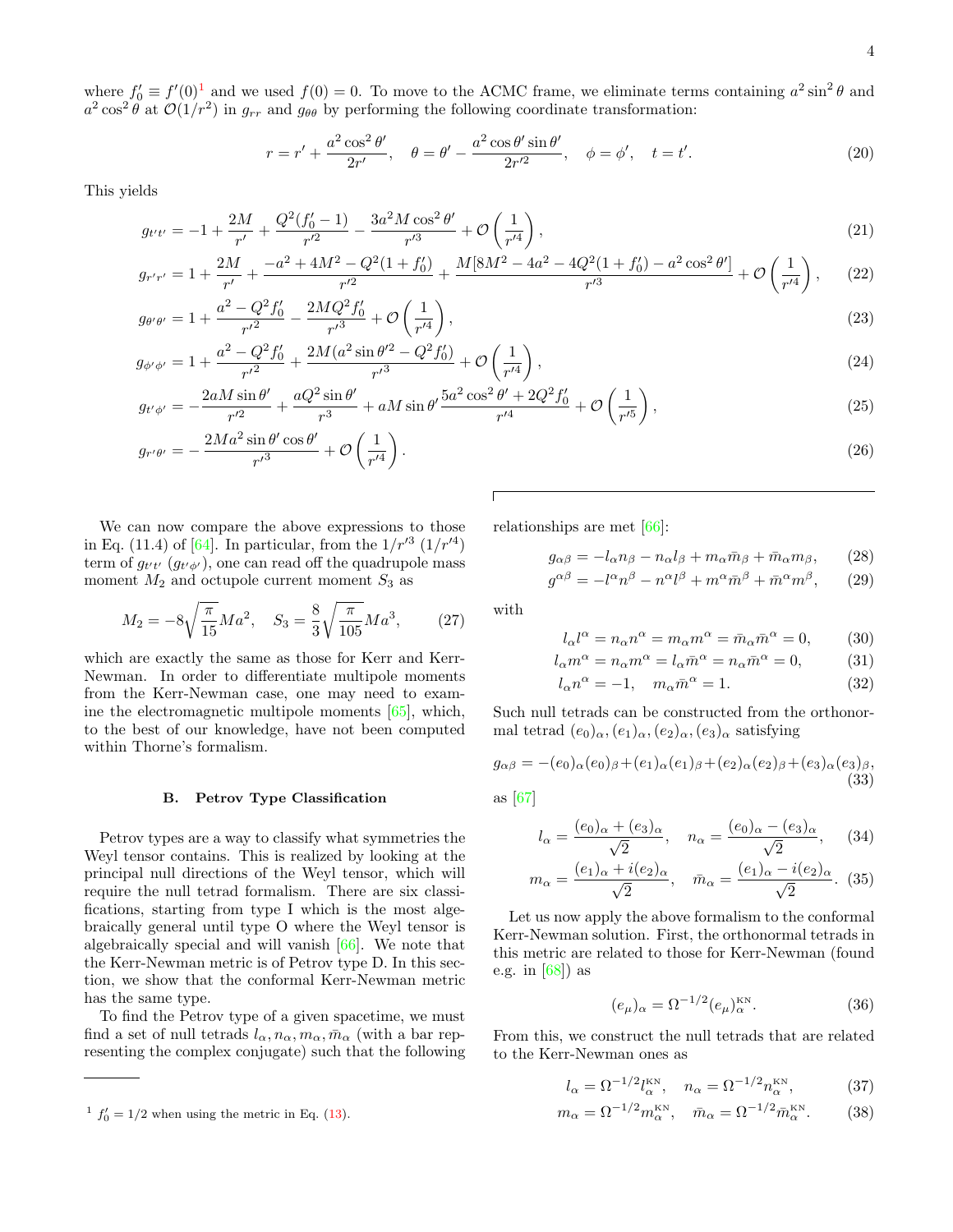where $f'_0 \equiv f'(0)$[1] and we used $f(0) = 0$. To move to the ACMC frame, we eliminate terms containing $a^2 \sin^2\theta$ and $a^2\cos^2\theta$ at $\mathcal{O}(1/r^2)$ in $g_{rr}$ and $g_{\theta\theta}$ by performing the following coordinate transformation:

$$r = r' + \frac{a^2\cos^2\theta'}{2r'}, \quad \theta = \theta' - \frac{a^2\cos\theta'\sin\theta'}{2r'^2}, \quad \phi = \phi', \quad t = t'. \tag{20}$$

This yields

$$g_{t't'} = -1 + \frac{2M}{r'} + \frac{Q^2(f'_0 - 1)}{r'^2} - \frac{3a^2 M\cos^2\theta'}{r'^3} + \mathcal{O}\left(\frac{1}{r'^4}\right), \tag{21}$$

$$g_{r'r'} = 1 + \frac{2M}{r'} + \frac{-a^2 + 4M^2 - Q^2(1+f'_0)}{r'^2} + \frac{M[8M^2 - 4a^2 - 4Q^2(1+f'_0) - a^2\cos^2\theta']}{r'^3} + \mathcal{O}\left(\frac{1}{r'^4}\right), \tag{22}$$

$$g_{\theta'\theta'} = 1 + \frac{a^2 - Q^2 f'_0}{r'^2} - \frac{2MQ^2 f'_0}{r'^3} + \mathcal{O}\left(\frac{1}{r'^4}\right), \tag{23}$$

$$g_{\phi'\phi'} = 1 + \frac{a^2 - Q^2 f'_0}{r'^2} + \frac{2M(a^2\sin\theta'^2 - Q^2 f'_0)}{r'^3} + \mathcal{O}\left(\frac{1}{r'^4}\right), \tag{24}$$

$$g_{t'\phi'} = -\frac{2aM\sin\theta'}{r'^2} + \frac{aQ^2\sin\theta'}{r^3} + aM\sin\theta'\frac{5a^2\cos^2\theta' + 2Q^2 f'_0}{r'^4} + \mathcal{O}\left(\frac{1}{r'^5}\right), \tag{25}$$

$$g_{r'\theta'} = -\frac{2Ma^2\sin\theta'\cos\theta'}{r'^3} + \mathcal{O}\left(\frac{1}{r'^4}\right). \tag{26}$$

We can now compare the above expressions to those in Eq. (11.4) of [64]. In particular, from the $1/r'^3$ ($1/r'^4$) term of $g_{t't'}$ ($g_{t'\phi'}$), one can read off the quadrupole mass moment $M_2$ and octupole current moment $S_3$ as

$$M_2 = -8\sqrt{\frac{\pi}{15}}Ma^2, \quad S_3 = \frac{8}{3}\sqrt{\frac{\pi}{105}}Ma^3, \tag{27}$$

which are exactly the same as those for Kerr and Kerr-Newman. In order to differentiate multipole moments from the Kerr-Newman case, one may need to examine the electromagnetic multipole moments [65], which, to the best of our knowledge, have not been computed within Thorne's formalism.

### B. Petrov Type Classification

Petrov types are a way to classify what symmetries the Weyl tensor contains. This is realized by looking at the principal null directions of the Weyl tensor, which will require the null tetrad formalism. There are six classifications, starting from type I which is the most algebraically general until type O where the Weyl tensor is algebraically special and will vanish [66]. We note that the Kerr-Newman metric is of Petrov type D. In this section, we show that the conformal Kerr-Newman metric has the same type.

To find the Petrov type of a given spacetime, we must find a set of null tetrads $l_\alpha, n_\alpha, m_\alpha, \bar{m}_\alpha$ (with a bar representing the complex conjugate) such that the following relationships are met [66]:

$$g_{\alpha\beta} = -l_\alpha n_\beta - n_\alpha l_\beta + m_\alpha \bar{m}_\beta + \bar{m}_\alpha m_\beta, \tag{28}$$

$$g^{\alpha\beta} = -l^\alpha n^\beta - n^\alpha l^\beta + m^\alpha \bar{m}^\beta + \bar{m}^\alpha m^\beta, \tag{29}$$

with

$$l_\alpha l^\alpha = n_\alpha n^\alpha = m_\alpha m^\alpha = \bar{m}_\alpha \bar{m}^\alpha = 0, \tag{30}$$

$$l_\alpha m^\alpha = n_\alpha m^\alpha = l_\alpha \bar{m}^\alpha = n_\alpha \bar{m}^\alpha = 0, \tag{31}$$

$$l_\alpha n^\alpha = -1, \quad m_\alpha \bar{m}^\alpha = 1. \tag{32}$$

Such null tetrads can be constructed from the orthonormal tetrad $(e_0)_\alpha, (e_1)_\alpha, (e_2)_\alpha, (e_3)_\alpha$ satisfying

$$g_{\alpha\beta} = -(e_0)_\alpha(e_0)_\beta + (e_1)_\alpha(e_1)_\beta + (e_2)_\alpha(e_2)_\beta + (e_3)_\alpha(e_3)_\beta, \tag{33}$$

as [67]

$$l_\alpha = \frac{(e_0)_\alpha + (e_3)_\alpha}{\sqrt{2}}, \quad n_\alpha = \frac{(e_0)_\alpha - (e_3)_\alpha}{\sqrt{2}}, \tag{34}$$

$$m_\alpha = \frac{(e_1)_\alpha + i(e_2)_\alpha}{\sqrt{2}}, \quad \bar{m}_\alpha = \frac{(e_1)_\alpha - i(e_2)_\alpha}{\sqrt{2}}. \tag{35}$$

Let us now apply the above formalism to the conformal Kerr-Newman solution. First, the orthonormal tetrads in this metric are related to those for Kerr-Newman (found e.g. in [68]) as

$$(e_\mu)_\alpha = \Omega^{-1/2}(e_\mu)_\alpha^{\text{KN}}. \tag{36}$$

From this, we construct the null tetrads that are related to the Kerr-Newman ones as

$$l_\alpha = \Omega^{-1/2} l_\alpha^{\text{KN}}, \quad n_\alpha = \Omega^{-1/2} n_\alpha^{\text{KN}}, \tag{37}$$

$$m_\alpha = \Omega^{-1/2} m_\alpha^{\text{KN}}, \quad \bar{m}_\alpha = \Omega^{-1/2} \bar{m}_\alpha^{\text{KN}}. \tag{38}$$

[1] $f'_0 = 1/2$ when using the metric in Eq. (13).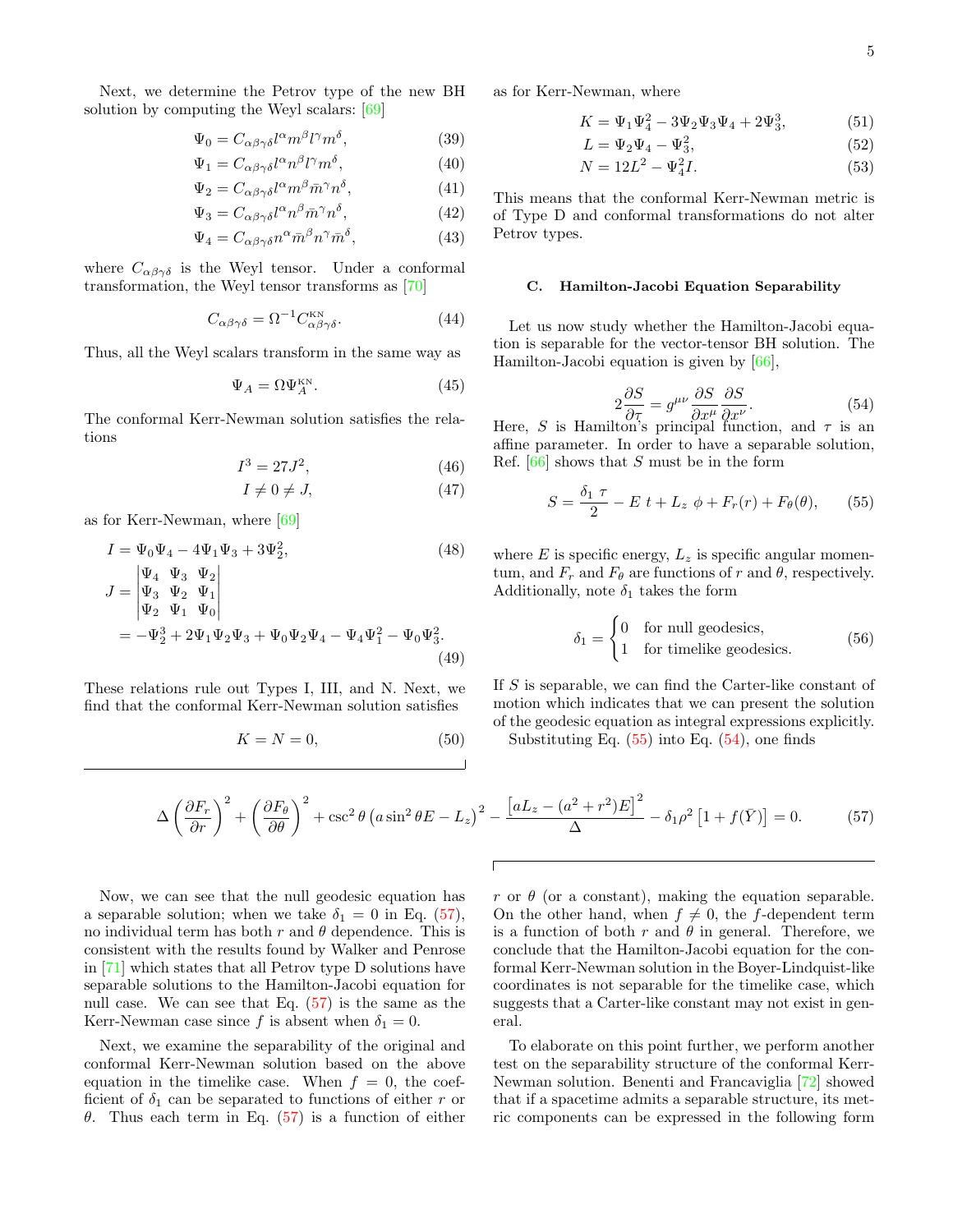Next, we determine the Petrov type of the new BH solution by computing the Weyl scalars: [69]

$$\Psi_0 = C_{\alpha\beta\gamma\delta} l^\alpha m^\beta l^\gamma m^\delta, \tag{39}$$

$$\Psi_1 = C_{\alpha\beta\gamma\delta} l^\alpha n^\beta l^\gamma m^\delta, \tag{40}$$

$$\Psi_2 = C_{\alpha\beta\gamma\delta} l^\alpha m^\beta \bar{m}^\gamma n^\delta, \tag{41}$$

$$\Psi_3 = C_{\alpha\beta\gamma\delta} l^\alpha n^\beta \bar{m}^\gamma n^\delta, \tag{42}$$

$$\Psi_4 = C_{\alpha\beta\gamma\delta} n^\alpha \bar{m}^\beta n^\gamma \bar{m}^\delta, \tag{43}$$

where $C_{\alpha\beta\gamma\delta}$ is the Weyl tensor. Under a conformal transformation, the Weyl tensor transforms as [70]

$$C_{\alpha\beta\gamma\delta} = \Omega^{-1} C^{\text{KN}}_{\alpha\beta\gamma\delta}. \tag{44}$$

Thus, all the Weyl scalars transform in the same way as

$$\Psi_A = \Omega \Psi_A^{\text{KN}}. \tag{45}$$

The conformal Kerr-Newman solution satisfies the relations

$$I^3 = 27 J^2, \tag{46}$$

$$I \neq 0 \neq J, \tag{47}$$

as for Kerr-Newman, where [69]

$$I = \Psi_0\Psi_4 - 4\Psi_1\Psi_3 + 3\Psi_2^2, \tag{48}$$

$$\begin{aligned} J &= \begin{vmatrix} \Psi_4 & \Psi_3 & \Psi_2 \\ \Psi_3 & \Psi_2 & \Psi_1 \\ \Psi_2 & \Psi_1 & \Psi_0 \end{vmatrix} \\ &= -\Psi_2^3 + 2\Psi_1\Psi_2\Psi_3 + \Psi_0\Psi_2\Psi_4 - \Psi_4\Psi_1^2 - \Psi_0\Psi_3^2. \end{aligned} \tag{49}$$

These relations rule out Types I, III, and N. Next, we find that the conformal Kerr-Newman solution satisfies

$$K = N = 0, \tag{50}$$

as for Kerr-Newman, where

$$K = \Psi_1\Psi_4^2 - 3\Psi_2\Psi_3\Psi_4 + 2\Psi_3^3, \tag{51}$$

$$L = \Psi_2\Psi_4 - \Psi_3^2, \tag{52}$$

$$N = 12L^2 - \Psi_4^2 I. \tag{53}$$

This means that the conformal Kerr-Newman metric is of Type D and conformal transformations do not alter Petrov types.

### C. Hamilton-Jacobi Equation Separability

Let us now study whether the Hamilton-Jacobi equation is separable for the vector-tensor BH solution. The Hamilton-Jacobi equation is given by [66],

$$2\frac{\partial S}{\partial \tau} = g^{\mu\nu}\frac{\partial S}{\partial x^\mu}\frac{\partial S}{\partial x^\nu}. \tag{54}$$

Here, $S$ is Hamilton's principal function, and $\tau$ is an affine parameter. In order to have a separable solution, Ref. [66] shows that $S$ must be in the form

$$S = \frac{\delta_1\,\tau}{2} - E\,t + L_z\,\phi + F_r(r) + F_\theta(\theta), \tag{55}$$

where $E$ is specific energy, $L_z$ is specific angular momentum, and $F_r$ and $F_\theta$ are functions of $r$ and $\theta$, respectively. Additionally, note $\delta_1$ takes the form

$$\delta_1 = \begin{cases} 0 & \text{for null geodesics,} \\ 1 & \text{for timelike geodesics.} \end{cases} \tag{56}$$

If $S$ is separable, we can find the Carter-like constant of motion which indicates that we can present the solution of the geodesic equation as integral expressions explicitly.

Substituting Eq. (55) into Eq. (54), one finds

$$\Delta\left(\frac{\partial F_r}{\partial r}\right)^2 + \left(\frac{\partial F_\theta}{\partial \theta}\right)^2 + \csc^2\theta\left(a\sin^2\theta E - L_z\right)^2 - \frac{\left[aL_z - (a^2+r^2)E\right]^2}{\Delta} - \delta_1\rho^2\left[1 + f(\bar{Y})\right] = 0. \tag{57}$$

Now, we can see that the null geodesic equation has a separable solution; when we take $\delta_1 = 0$ in Eq. (57), no individual term has both $r$ and $\theta$ dependence. This is consistent with the results found by Walker and Penrose in [71] which states that all Petrov type D solutions have separable solutions to the Hamilton-Jacobi equation for null case. We can see that Eq. (57) is the same as the Kerr-Newman case since $f$ is absent when $\delta_1 = 0$.

Next, we examine the separability of the original and conformal Kerr-Newman solution based on the above equation in the timelike case. When $f = 0$, the coefficient of $\delta_1$ can be separated to functions of either $r$ or $\theta$. Thus each term in Eq. (57) is a function of either $r$ or $\theta$ (or a constant), making the equation separable. On the other hand, when $f \neq 0$, the $f$-dependent term is a function of both $r$ and $\theta$ in general. Therefore, we conclude that the Hamilton-Jacobi equation for the conformal Kerr-Newman solution in the Boyer-Lindquist-like coordinates is not separable for the timelike case, which suggests that a Carter-like constant may not exist in general.

To elaborate on this point further, we perform another test on the separability structure of the conformal Kerr-Newman solution. Benenti and Francaviglia [72] showed that if a spacetime admits a separable structure, its metric components can be expressed in the following form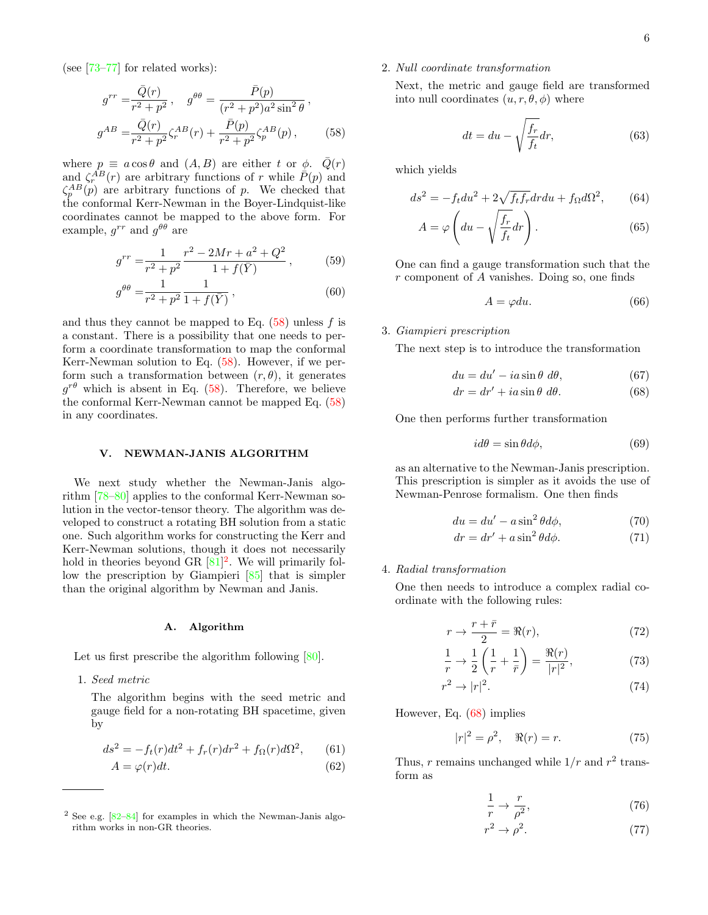(see [73–77] for related works):

$$g^{rr} = \frac{\bar{Q}(r)}{r^2+p^2}\,, \quad g^{\theta\theta} = \frac{\bar{P}(p)}{(r^2+p^2)a^2\sin^2\theta}\,,$$
$$g^{AB} = \frac{\bar{Q}(r)}{r^2+p^2}\zeta_r^{AB}(r) + \frac{\bar{P}(p)}{r^2+p^2}\zeta_p^{AB}(p)\,, \tag{58}$$

where $p \equiv a\cos\theta$ and $(A,B)$ are either $t$ or $\phi$. $\bar{Q}(r)$ and $\zeta_r^{AB}(r)$ are arbitrary functions of $r$ while $\bar{P}(p)$ and $\zeta_p^{AB}(p)$ are arbitrary functions of $p$. We checked that the conformal Kerr-Newman in the Boyer-Lindquist-like coordinates cannot be mapped to the above form. For example, $g^{rr}$ and $g^{\theta\theta}$ are

$$g^{rr} = \frac{1}{r^2+p^2}\frac{r^2-2Mr+a^2+Q^2}{1+f(\bar{Y})}\,, \tag{59}$$

$$g^{\theta\theta} = \frac{1}{r^2+p^2}\frac{1}{1+f(\bar{Y})}\,, \tag{60}$$

and thus they cannot be mapped to Eq. (58) unless $f$ is a constant. There is a possibility that one needs to perform a coordinate transformation to map the conformal Kerr-Newman solution to Eq. (58). However, if we perform such a transformation between $(r,\theta)$, it generates $g^{r\theta}$ which is absent in Eq. (58). Therefore, we believe the conformal Kerr-Newman cannot be mapped Eq. (58) in any coordinates.

## V. NEWMAN-JANIS ALGORITHM

We next study whether the Newman-Janis algorithm [78–80] applies to the conformal Kerr-Newman solution in the vector-tensor theory. The algorithm was developed to construct a rotating BH solution from a static one. Such algorithm works for constructing the Kerr and Kerr-Newman solutions, though it does not necessarily hold in theories beyond GR [81][2]. We will primarily follow the prescription by Giampieri [85] that is simpler than the original algorithm by Newman and Janis.

### A. Algorithm

Let us first prescribe the algorithm following [80].

1. *Seed metric*

   The algorithm begins with the seed metric and gauge field for a non-rotating BH spacetime, given by

$$ds^2 = -f_t(r)dt^2 + f_r(r)dr^2 + f_\Omega(r)d\Omega^2, \tag{61}$$
$$A = \varphi(r)dt. \tag{62}$$

2. *Null coordinate transformation*

   Next, the metric and gauge field are transformed into null coordinates $(u, r, \theta, \phi)$ where

$$dt = du - \sqrt{\frac{f_r}{f_t}}dr, \tag{63}$$

   which yields

$$ds^2 = -f_t du^2 + 2\sqrt{f_t f_r}drdu + f_\Omega d\Omega^2, \tag{64}$$
$$A = \varphi\left(du - \sqrt{\frac{f_r}{f_t}}dr\right). \tag{65}$$

   One can find a gauge transformation such that the $r$ component of $A$ vanishes. Doing so, one finds

$$A = \varphi du. \tag{66}$$

3. *Giampieri prescription*

   The next step is to introduce the transformation

$$du = du' - ia\sin\theta\ d\theta, \tag{67}$$
$$dr = dr' + ia\sin\theta\ d\theta. \tag{68}$$

   One then performs further transformation

$$id\theta = \sin\theta d\phi, \tag{69}$$

   as an alternative to the Newman-Janis prescription. This prescription is simpler as it avoids the use of Newman-Penrose formalism. One then finds

$$du = du' - a\sin^2\theta d\phi, \tag{70}$$
$$dr = dr' + a\sin^2\theta d\phi. \tag{71}$$

4. *Radial transformation*

   One then needs to introduce a complex radial coordinate with the following rules:

$$r \to \frac{r+\bar{r}}{2} = \Re(r), \tag{72}$$
$$\frac{1}{r} \to \frac{1}{2}\left(\frac{1}{r}+\frac{1}{\bar{r}}\right) = \frac{\Re(r)}{|r|^2}, \tag{73}$$
$$r^2 \to |r|^2. \tag{74}$$

   However, Eq. (68) implies

$$|r|^2 = \rho^2, \quad \Re(r) = r. \tag{75}$$

   Thus, $r$ remains unchanged while $1/r$ and $r^2$ transform as

$$\frac{1}{r} \to \frac{r}{\rho^2}, \tag{76}$$
$$r^2 \to \rho^2. \tag{77}$$

---

[2] See e.g. [82–84] for examples in which the Newman-Janis algorithm works in non-GR theories.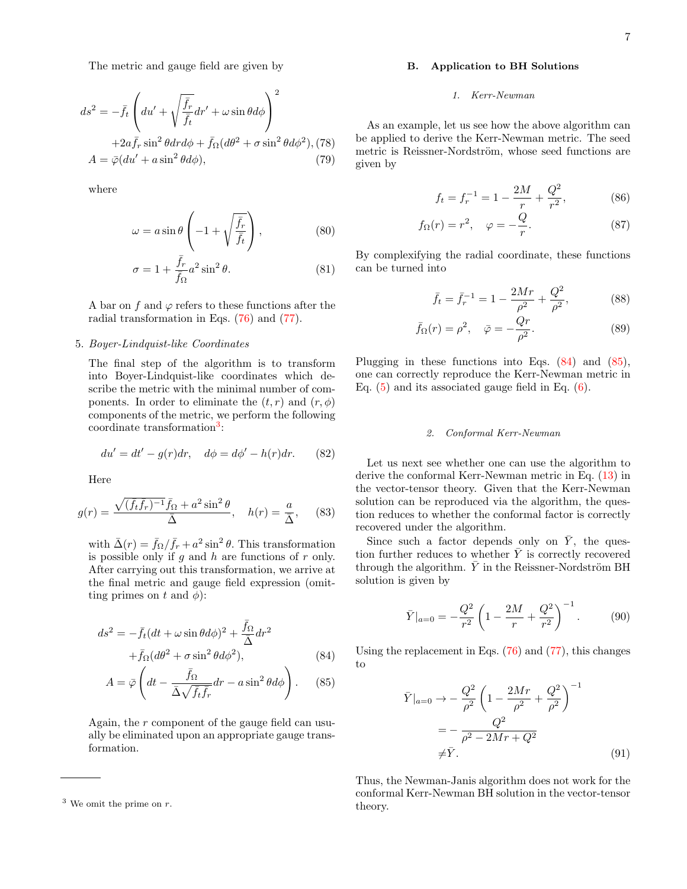The metric and gauge field are given by

$$
ds^2 = -\bar{f}_t \left( du' + \sqrt{\frac{\bar{f}_r}{\bar{f}_t}} dr' + \omega \sin\theta d\phi \right)^2 + 2a\bar{f}_r \sin^2\theta dr d\phi + \bar{f}_\Omega (d\theta^2 + \sigma \sin^2\theta d\phi^2), \tag{78}
$$

$$
A = \bar{\varphi}(du' + a \sin^2\theta d\phi), \tag{79}
$$

where

$$
\omega = a \sin\theta \left( -1 + \sqrt{\frac{\bar{f}_r}{\bar{f}_t}} \right), \tag{80}
$$

$$
\sigma = 1 + \frac{\bar{f}_r}{\bar{f}_\Omega} a^2 \sin^2\theta. \tag{81}
$$

A bar on $f$ and $\varphi$ refers to these functions after the radial transformation in Eqs. (76) and (77).

5. *Boyer-Lindquist-like Coordinates*

The final step of the algorithm is to transform into Boyer-Lindquist-like coordinates which describe the metric with the minimal number of components. In order to eliminate the $(t, r)$ and $(r, \phi)$ components of the metric, we perform the following coordinate transformation[3]:

$$
du' = dt' - g(r)dr, \quad d\phi = d\phi' - h(r)dr. \tag{82}
$$

Here

$$
g(r) = \frac{\sqrt{(f_t f_r)^{-1}} \bar{f}_\Omega + a^2 \sin^2\theta}{\bar{\Delta}}, \quad h(r) = \frac{a}{\bar{\Delta}}, \tag{83}
$$

with $\bar{\Delta}(r) = \bar{f}_\Omega / \bar{f}_r + a^2 \sin^2\theta$. This transformation is possible only if $g$ and $h$ are functions of $r$ only. After carrying out this transformation, we arrive at the final metric and gauge field expression (omitting primes on $t$ and $\phi$):

$$
ds^2 = -\bar{f}_t (dt + \omega \sin\theta d\phi)^2 + \frac{\bar{f}_\Omega}{\bar{\Delta}} dr^2 + \bar{f}_\Omega (d\theta^2 + \sigma \sin^2\theta d\phi^2), \tag{84}
$$

$$
A = \bar{\varphi} \left( dt - \frac{\bar{f}_\Omega}{\bar{\Delta}\sqrt{\bar{f}_t \bar{f}_r}} dr - a \sin^2\theta d\phi \right). \tag{85}
$$

Again, the $r$ component of the gauge field can usually be eliminated upon an appropriate gauge transformation.

[3] We omit the prime on $r$.

### B. Application to BH Solutions

#### 1. *Kerr-Newman*

As an example, let us see how the above algorithm can be applied to derive the Kerr-Newman metric. The seed metric is Reissner-Nordström, whose seed functions are given by

$$
f_t = f_r^{-1} = 1 - \frac{2M}{r} + \frac{Q^2}{r^2}, \tag{86}
$$

$$
f_\Omega(r) = r^2, \quad \varphi = -\frac{Q}{r}. \tag{87}
$$

By complexifying the radial coordinate, these functions can be turned into

$$
\bar{f}_t = \bar{f}_r^{-1} = 1 - \frac{2Mr}{\rho^2} + \frac{Q^2}{\rho^2}, \tag{88}
$$

$$
\bar{f}_\Omega(r) = \rho^2, \quad \bar{\varphi} = -\frac{Qr}{\rho^2}. \tag{89}
$$

Plugging in these functions into Eqs. (84) and (85), one can correctly reproduce the Kerr-Newman metric in Eq. (5) and its associated gauge field in Eq. (6).

#### 2. *Conformal Kerr-Newman*

Let us next see whether one can use the algorithm to derive the conformal Kerr-Newman metric in Eq. (13) in the vector-tensor theory. Given that the Kerr-Newman solution can be reproduced via the algorithm, the question reduces to whether the conformal factor is correctly recovered under the algorithm.

Since such a factor depends only on $\bar{Y}$, the question further reduces to whether $\bar{Y}$ is correctly recovered through the algorithm. $\bar{Y}$ in the Reissner-Nordström BH solution is given by

$$
\bar{Y}|_{a=0} = -\frac{Q^2}{r^2} \left( 1 - \frac{2M}{r} + \frac{Q^2}{r^2} \right)^{-1}. \tag{90}
$$

Using the replacement in Eqs. (76) and (77), this changes to

$$
\begin{aligned}
\bar{Y}|_{a=0} \to & -\frac{Q^2}{\rho^2} \left( 1 - \frac{2Mr}{\rho^2} + \frac{Q^2}{\rho^2} \right)^{-1} \\
= & -\frac{Q^2}{\rho^2 - 2Mr + Q^2} \\
\neq & \bar{Y}.
\end{aligned} \tag{91}
$$

Thus, the Newman-Janis algorithm does not work for the conformal Kerr-Newman BH solution in the vector-tensor theory.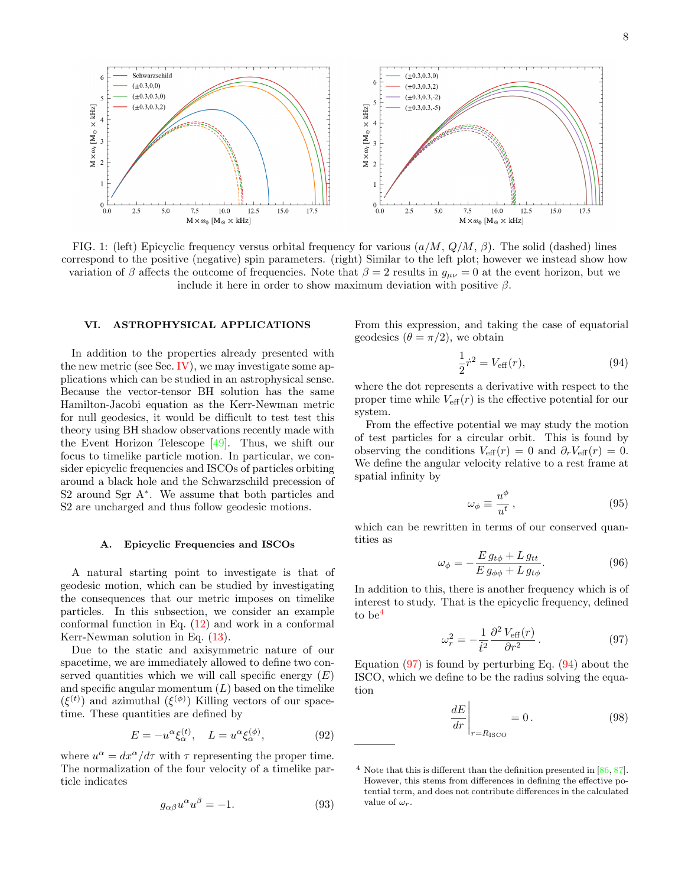FIG. 1: (left) Epicyclic frequency versus orbital frequency for various ($a/M$, $Q/M$, $\beta$). The solid (dashed) lines correspond to the positive (negative) spin parameters. (right) Similar to the left plot; however we instead show how variation of $\beta$ affects the outcome of frequencies. Note that $\beta = 2$ results in $g_{\mu\nu} = 0$ at the event horizon, but we include it here in order to show maximum deviation with positive $\beta$.

## VI. ASTROPHYSICAL APPLICATIONS

In addition to the properties already presented with the new metric (see Sec. IV), we may investigate some applications which can be studied in an astrophysical sense. Because the vector-tensor BH solution has the same Hamilton-Jacobi equation as the Kerr-Newman metric for null geodesics, it would be difficult to test test this theory using BH shadow observations recently made with the Event Horizon Telescope [49]. Thus, we shift our focus to timelike particle motion. In particular, we consider epicyclic frequencies and ISCOs of particles orbiting around a black hole and the Schwarzschild precession of S2 around Sgr A$^*$. We assume that both particles and S2 are uncharged and thus follow geodesic motions.

### A. Epicyclic Frequencies and ISCOs

A natural starting point to investigate is that of geodesic motion, which can be studied by investigating the consequences that our metric imposes on timelike particles. In this subsection, we consider an example conformal function in Eq. (12) and work in a conformal Kerr-Newman solution in Eq. (13).

Due to the static and axisymmetric nature of our spacetime, we are immediately allowed to define two conserved quantities which we will call specific energy ($E$) and specific angular momentum ($L$) based on the timelike ($\xi^{(t)}$) and azimuthal ($\xi^{(\phi)}$) Killing vectors of our spacetime. These quantities are defined by

$$E = -u^\alpha \xi^{(t)}_\alpha, \quad L = u^\alpha \xi^{(\phi)}_\alpha, \tag{92}$$

where $u^\alpha = dx^\alpha/d\tau$ with $\tau$ representing the proper time. The normalization of the four velocity of a timelike particle indicates

$$g_{\alpha\beta} u^\alpha u^\beta = -1. \tag{93}$$

From this expression, and taking the case of equatorial geodesics ($\theta = \pi/2$), we obtain

$$\frac{1}{2}\dot{r}^2 = V_{\text{eff}}(r), \tag{94}$$

where the dot represents a derivative with respect to the proper time while $V_{\text{eff}}(r)$ is the effective potential for our system.

From the effective potential we may study the motion of test particles for a circular orbit. This is found by observing the conditions $V_{\text{eff}}(r) = 0$ and $\partial_r V_{\text{eff}}(r) = 0$. We define the angular velocity relative to a rest frame at spatial infinity by

$$\omega_\phi \equiv \frac{u^\phi}{u^t}, \tag{95}$$

which can be rewritten in terms of our conserved quantities as

$$\omega_\phi = -\frac{E\, g_{t\phi} + L\, g_{tt}}{E\, g_{\phi\phi} + L\, g_{t\phi}}. \tag{96}$$

In addition to this, there is another frequency which is of interest to study. That is the epicyclic frequency, defined to be[4]

$$\omega_r^2 = -\frac{1}{\dot{t}^2}\frac{\partial^2 V_{\text{eff}}(r)}{\partial r^2}. \tag{97}$$

Equation (97) is found by perturbing Eq. (94) about the ISCO, which we define to be the radius solving the equation

$$\left.\frac{dE}{dr}\right|_{r=R_{\text{ISCO}}} = 0. \tag{98}$$

[4] Note that this is different than the definition presented in [86, 87]. However, this stems from differences in defining the effective potential term, and does not contribute differences in the calculated value of $\omega_r$.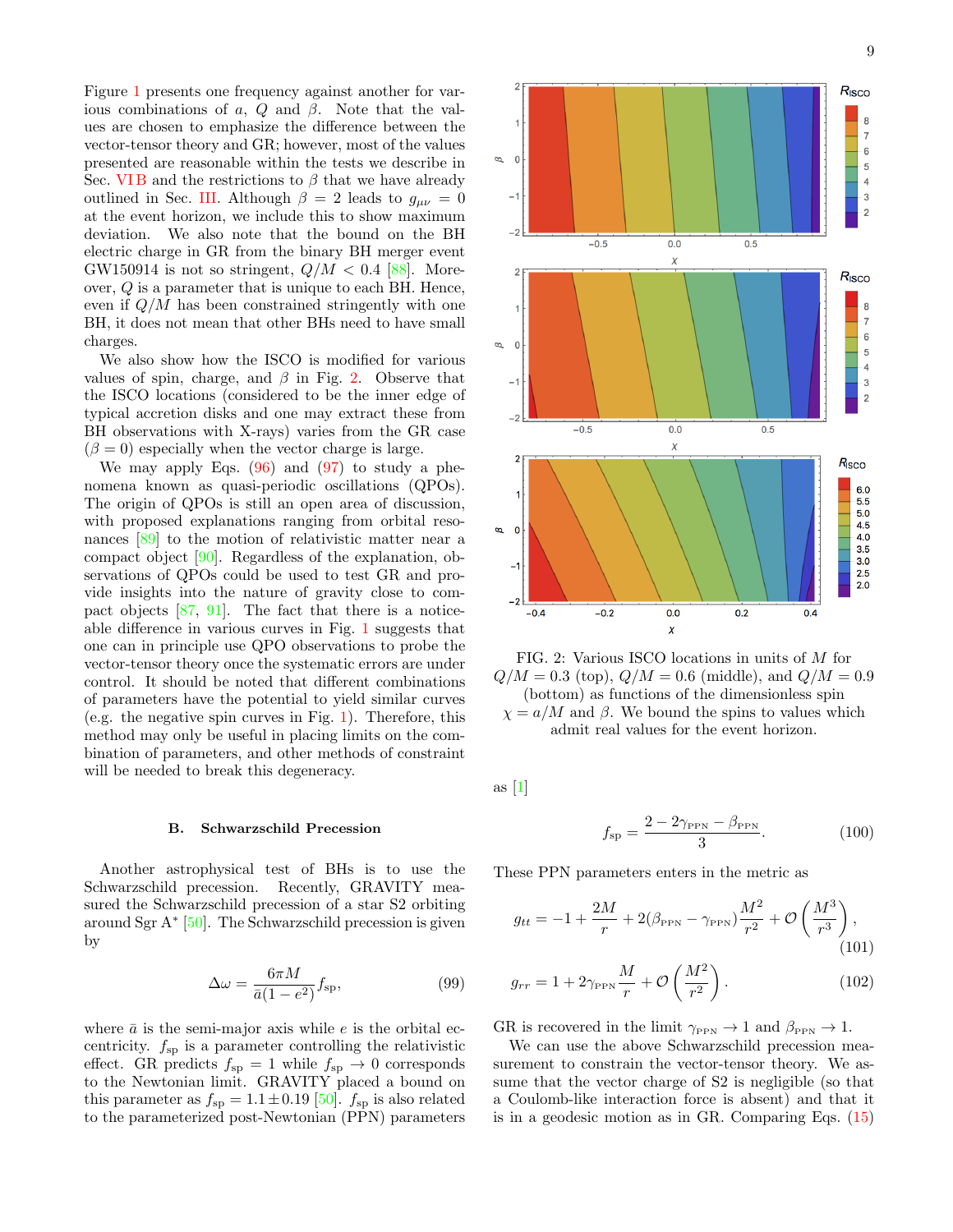Figure 1 presents one frequency against another for various combinations of $a$, $Q$ and $\beta$. Note that the values are chosen to emphasize the difference between the vector-tensor theory and GR; however, most of the values presented are reasonable within the tests we describe in Sec. VI B and the restrictions to $\beta$ that we have already outlined in Sec. III. Although $\beta = 2$ leads to $g_{\mu\nu} = 0$ at the event horizon, we include this to show maximum deviation. We also note that the bound on the BH electric charge in GR from the binary BH merger event GW150914 is not so stringent, $Q/M < 0.4$ [88]. Moreover, $Q$ is a parameter that is unique to each BH. Hence, even if $Q/M$ has been constrained stringently with one BH, it does not mean that other BHs need to have small charges.

We also show how the ISCO is modified for various values of spin, charge, and $\beta$ in Fig. 2. Observe that the ISCO locations (considered to be the inner edge of typical accretion disks and one may extract these from BH observations with X-rays) varies from the GR case ($\beta = 0$) especially when the vector charge is large.

We may apply Eqs. (96) and (97) to study a phenomena known as quasi-periodic oscillations (QPOs). The origin of QPOs is still an open area of discussion, with proposed explanations ranging from orbital resonances [89] to the motion of relativistic matter near a compact object [90]. Regardless of the explanation, observations of QPOs could be used to test GR and provide insights into the nature of gravity close to compact objects [87, 91]. The fact that there is a noticeable difference in various curves in Fig. 1 suggests that one can in principle use QPO observations to probe the vector-tensor theory once the systematic errors are under control. It should be noted that different combinations of parameters have the potential to yield similar curves (e.g. the negative spin curves in Fig. 1). Therefore, this method may only be useful in placing limits on the combination of parameters, and other methods of constraint will be needed to break this degeneracy.

FIG. 2: Various ISCO locations in units of $M$ for $Q/M = 0.3$ (top), $Q/M = 0.6$ (middle), and $Q/M = 0.9$ (bottom) as functions of the dimensionless spin $\chi = a/M$ and $\beta$. We bound the spins to values which admit real values for the event horizon.

### B. Schwarzschild Precession

Another astrophysical test of BHs is to use the Schwarzschild precession. Recently, GRAVITY measured the Schwarzschild precession of a star S2 orbiting around Sgr A* [50]. The Schwarzschild precession is given by

$$\Delta\omega = \frac{6\pi M}{\bar{a}(1-e^2)} f_{\rm sp}, \tag{99}$$

where $\bar{a}$ is the semi-major axis while $e$ is the orbital eccentricity. $f_{\rm sp}$ is a parameter controlling the relativistic effect. GR predicts $f_{\rm sp} = 1$ while $f_{\rm sp} \to 0$ corresponds to the Newtonian limit. GRAVITY placed a bound on this parameter as $f_{\rm sp} = 1.1 \pm 0.19$ [50]. $f_{\rm sp}$ is also related to the parameterized post-Newtonian (PPN) parameters as [1]

$$f_{\rm sp} = \frac{2 - 2\gamma_{\rm PPN} - \beta_{\rm PPN}}{3}. \tag{100}$$

These PPN parameters enters in the metric as

$$g_{tt} = -1 + \frac{2M}{r} + 2(\beta_{\rm PPN} - \gamma_{\rm PPN})\frac{M^2}{r^2} + \mathcal{O}\left(\frac{M^3}{r^3}\right), \tag{101}$$

$$g_{rr} = 1 + 2\gamma_{\rm PPN}\frac{M}{r} + \mathcal{O}\left(\frac{M^2}{r^2}\right). \tag{102}$$

GR is recovered in the limit $\gamma_{\rm PPN} \to 1$ and $\beta_{\rm PPN} \to 1$.

We can use the above Schwarzschild precession measurement to constrain the vector-tensor theory. We assume that the vector charge of S2 is negligible (so that a Coulomb-like interaction force is absent) and that it is in a geodesic motion as in GR. Comparing Eqs. (15)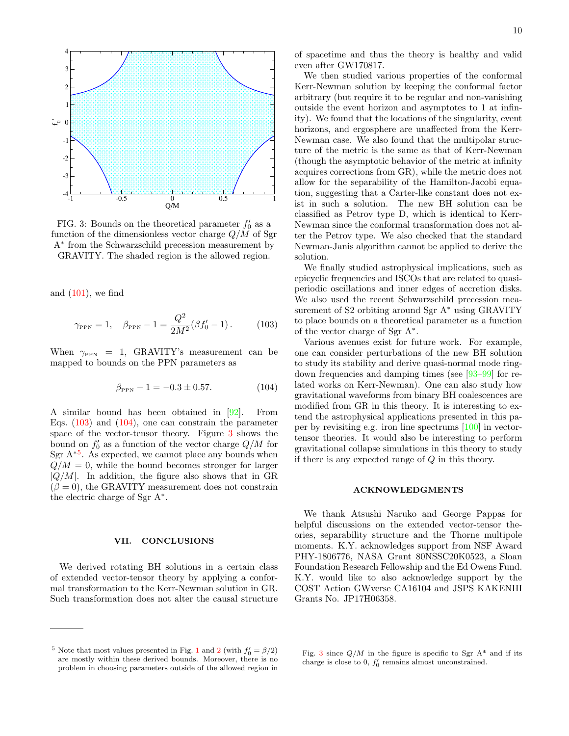FIG. 3: Bounds on the theoretical parameter $f_0'$ as a function of the dimensionless vector charge $Q/M$ of Sgr A$^*$ from the Schwarzschild precession measurement by GRAVITY. The shaded region is the allowed region.

and (101), we find

$$\gamma_{\rm PPN} = 1, \quad \beta_{\rm PPN} - 1 = \frac{Q^2}{2M^2}(\beta f_0' - 1)\,. \tag{103}$$

When $\gamma_{\rm PPN} = 1$, GRAVITY's measurement can be mapped to bounds on the PPN parameters as

$$\beta_{\rm PPN} - 1 = -0.3 \pm 0.57. \tag{104}$$

A similar bound has been obtained in [92]. From Eqs. (103) and (104), one can constrain the parameter space of the vector-tensor theory. Figure 3 shows the bound on $f_0'$ as a function of the vector charge $Q/M$ for Sgr A$^*$[5]. As expected, we cannot place any bounds when $Q/M = 0$, while the bound becomes stronger for larger $|Q/M|$. In addition, the figure also shows that in GR ($\beta = 0$), the GRAVITY measurement does not constrain the electric charge of Sgr A$^*$.

## VII. CONCLUSIONS

We derived rotating BH solutions in a certain class of extended vector-tensor theory by applying a conformal transformation to the Kerr-Newman solution in GR. Such transformation does not alter the causal structure of spacetime and thus the theory is healthy and valid even after GW170817.

We then studied various properties of the conformal Kerr-Newman solution by keeping the conformal factor arbitrary (but require it to be regular and non-vanishing outside the event horizon and asymptotes to 1 at infinity). We found that the locations of the singularity, event horizons, and ergosphere are unaffected from the Kerr-Newman case. We also found that the multipolar structure of the metric is the same as that of Kerr-Newman (though the asymptotic behavior of the metric at infinity acquires corrections from GR), while the metric does not allow for the separability of the Hamilton-Jacobi equation, suggesting that a Carter-like constant does not exist in such a solution. The new BH solution can be classified as Petrov type D, which is identical to Kerr-Newman since the conformal transformation does not alter the Petrov type. We also checked that the standard Newman-Janis algorithm cannot be applied to derive the solution.

We finally studied astrophysical implications, such as epicyclic frequencies and ISCOs that are related to quasi-periodic oscillations and inner edges of accretion disks. We also used the recent Schwarzschild precession measurement of S2 orbiting around Sgr A$^*$ using GRAVITY to place bounds on a theoretical parameter as a function of the vector charge of Sgr A$^*$.

Various avenues exist for future work. For example, one can consider perturbations of the new BH solution to study its stability and derive quasi-normal mode ringdown frequencies and damping times (see [93–99] for related works on Kerr-Newman). One can also study how gravitational waveforms from binary BH coalescences are modified from GR in this theory. It is interesting to extend the astrophysical applications presented in this paper by revisiting e.g. iron line spectrums [100] in vector-tensor theories. It would also be interesting to perform gravitational collapse simulations in this theory to study if there is any expected range of $Q$ in this theory.

## ACKNOWLEDGMENTS

We thank Atsushi Naruko and George Pappas for helpful discussions on the extended vector-tensor theories, separability structure and the Thorne multipole moments. K.Y. acknowledges support from NSF Award PHY-1806776, NASA Grant 80NSSC20K0523, a Sloan Foundation Research Fellowship and the Ed Owens Fund. K.Y. would like to also acknowledge support by the COST Action GWverse CA16104 and JSPS KAKENHI Grants No. JP17H06358.

---

[5] Note that most values presented in Fig. 1 and 2 (with $f_0' = \beta/2$) are mostly within these derived bounds. Moreover, there is no problem in choosing parameters outside of the allowed region in Fig. 3 since $Q/M$ in the figure is specific to Sgr A$^*$ and if its charge is close to 0, $f_0'$ remains almost unconstrained.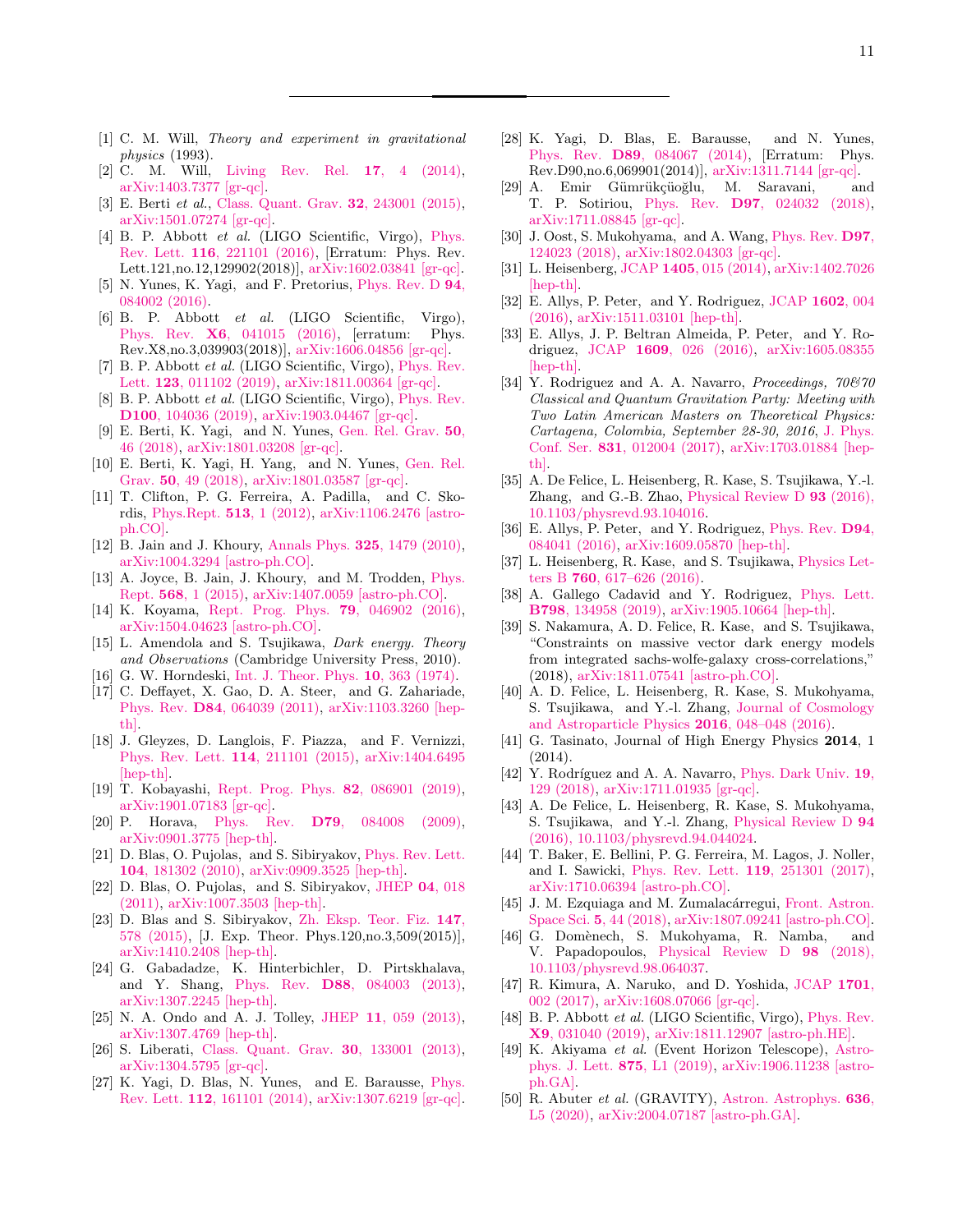[1] C. M. Will, *Theory and experiment in gravitational physics* (1993).

[2] C. M. Will, Living Rev. Rel. **17**, 4 (2014), arXiv:1403.7377 [gr-qc].

[3] E. Berti *et al.*, Class. Quant. Grav. **32**, 243001 (2015), arXiv:1501.07274 [gr-qc].

[4] B. P. Abbott *et al.* (LIGO Scientific, Virgo), Phys. Rev. Lett. **116**, 221101 (2016), [Erratum: Phys. Rev. Lett.121,no.12,129902(2018)], arXiv:1602.03841 [gr-qc].

[5] N. Yunes, K. Yagi, and F. Pretorius, Phys. Rev. D **94**, 084002 (2016).

[6] B. P. Abbott *et al.* (LIGO Scientific, Virgo), Phys. Rev. **X6**, 041015 (2016), [erratum: Phys. Rev.X8,no.3,039903(2018)], arXiv:1606.04856 [gr-qc].

[7] B. P. Abbott *et al.* (LIGO Scientific, Virgo), Phys. Rev. Lett. **123**, 011102 (2019), arXiv:1811.00364 [gr-qc].

[8] B. P. Abbott *et al.* (LIGO Scientific, Virgo), Phys. Rev. **D100**, 104036 (2019), arXiv:1903.04467 [gr-qc].

[9] E. Berti, K. Yagi, and N. Yunes, Gen. Rel. Grav. **50**, 46 (2018), arXiv:1801.03208 [gr-qc].

[10] E. Berti, K. Yagi, H. Yang, and N. Yunes, Gen. Rel. Grav. **50**, 49 (2018), arXiv:1801.03587 [gr-qc].

[11] T. Clifton, P. G. Ferreira, A. Padilla, and C. Skordis, Phys.Rept. **513**, 1 (2012), arXiv:1106.2476 [astro-ph.CO].

[12] B. Jain and J. Khoury, Annals Phys. **325**, 1479 (2010), arXiv:1004.3294 [astro-ph.CO].

[13] A. Joyce, B. Jain, J. Khoury, and M. Trodden, Phys. Rept. **568**, 1 (2015), arXiv:1407.0059 [astro-ph.CO].

[14] K. Koyama, Rept. Prog. Phys. **79**, 046902 (2016), arXiv:1504.04623 [astro-ph.CO].

[15] L. Amendola and S. Tsujikawa, *Dark energy. Theory and Observations* (Cambridge University Press, 2010).

[16] G. W. Horndeski, Int. J. Theor. Phys. **10**, 363 (1974).

[17] C. Deffayet, X. Gao, D. A. Steer, and G. Zahariade, Phys. Rev. **D84**, 064039 (2011), arXiv:1103.3260 [hep-th].

[18] J. Gleyzes, D. Langlois, F. Piazza, and F. Vernizzi, Phys. Rev. Lett. **114**, 211101 (2015), arXiv:1404.6495 [hep-th].

[19] T. Kobayashi, Rept. Prog. Phys. **82**, 086901 (2019), arXiv:1901.07183 [gr-qc].

[20] P. Horava, Phys. Rev. **D79**, 084008 (2009), arXiv:0901.3775 [hep-th].

[21] D. Blas, O. Pujolas, and S. Sibiryakov, Phys. Rev. Lett. **104**, 181302 (2010), arXiv:0909.3525 [hep-th].

[22] D. Blas, O. Pujolas, and S. Sibiryakov, JHEP **04**, 018 (2011), arXiv:1007.3503 [hep-th].

[23] D. Blas and S. Sibiryakov, Zh. Eksp. Teor. Fiz. **147**, 578 (2015), [J. Exp. Theor. Phys.120,no.3,509(2015)], arXiv:1410.2408 [hep-th].

[24] G. Gabadadze, K. Hinterbichler, D. Pirtskhalava, and Y. Shang, Phys. Rev. **D88**, 084003 (2013), arXiv:1307.2245 [hep-th].

[25] N. A. Ondo and A. J. Tolley, JHEP **11**, 059 (2013), arXiv:1307.4769 [hep-th].

[26] S. Liberati, Class. Quant. Grav. **30**, 133001 (2013), arXiv:1304.5795 [gr-qc].

[27] K. Yagi, D. Blas, N. Yunes, and E. Barausse, Phys. Rev. Lett. **112**, 161101 (2014), arXiv:1307.6219 [gr-qc].

[28] K. Yagi, D. Blas, E. Barausse, and N. Yunes, Phys. Rev. **D89**, 084067 (2014), [Erratum: Phys. Rev.D90,no.6,069901(2014)], arXiv:1311.7144 [gr-qc].

[29] A. Emir Gümrükçüoğlu, M. Saravani, and T. P. Sotiriou, Phys. Rev. **D97**, 024032 (2018), arXiv:1711.08845 [gr-qc].

[30] J. Oost, S. Mukohyama, and A. Wang, Phys. Rev. **D97**, 124023 (2018), arXiv:1802.04303 [gr-qc].

[31] L. Heisenberg, JCAP **1405**, 015 (2014), arXiv:1402.7026 [hep-th].

[32] E. Allys, P. Peter, and Y. Rodriguez, JCAP **1602**, 004 (2016), arXiv:1511.03101 [hep-th].

[33] E. Allys, J. P. Beltran Almeida, P. Peter, and Y. Rodriguez, JCAP **1609**, 026 (2016), arXiv:1605.08355 [hep-th].

[34] Y. Rodriguez and A. A. Navarro, *Proceedings, 70&70 Classical and Quantum Gravitation Party: Meeting with Two Latin American Masters on Theoretical Physics: Cartagena, Colombia, September 28-30, 2016*, J. Phys. Conf. Ser. **831**, 012004 (2017), arXiv:1703.01884 [hep-th].

[35] A. De Felice, L. Heisenberg, R. Kase, S. Tsujikawa, Y.-l. Zhang, and G.-B. Zhao, Physical Review D **93** (2016), 10.1103/physrevd.93.104016.

[36] E. Allys, P. Peter, and Y. Rodriguez, Phys. Rev. **D94**, 084041 (2016), arXiv:1609.05870 [hep-th].

[37] L. Heisenberg, R. Kase, and S. Tsujikawa, Physics Letters B **760**, 617–626 (2016).

[38] A. Gallego Cadavid and Y. Rodriguez, Phys. Lett. **B798**, 134958 (2019), arXiv:1905.10664 [hep-th].

[39] S. Nakamura, A. D. Felice, R. Kase, and S. Tsujikawa, "Constraints on massive vector dark energy models from integrated sachs-wolfe-galaxy cross-correlations," (2018), arXiv:1811.07541 [astro-ph.CO].

[40] A. D. Felice, L. Heisenberg, R. Kase, S. Mukohyama, S. Tsujikawa, and Y.-l. Zhang, Journal of Cosmology and Astroparticle Physics **2016**, 048–048 (2016).

[41] G. Tasinato, Journal of High Energy Physics **2014**, 1 (2014).

[42] Y. Rodríguez and A. A. Navarro, Phys. Dark Univ. **19**, 129 (2018), arXiv:1711.01935 [gr-qc].

[43] A. De Felice, L. Heisenberg, R. Kase, S. Mukohyama, S. Tsujikawa, and Y.-l. Zhang, Physical Review D **94** (2016), 10.1103/physrevd.94.044024.

[44] T. Baker, E. Bellini, P. G. Ferreira, M. Lagos, J. Noller, and I. Sawicki, Phys. Rev. Lett. **119**, 251301 (2017), arXiv:1710.06394 [astro-ph.CO].

[45] J. M. Ezquiaga and M. Zumalacárregui, Front. Astron. Space Sci. **5**, 44 (2018), arXiv:1807.09241 [astro-ph.CO].

[46] G. Domènech, S. Mukohyama, R. Namba, and V. Papadopoulos, Physical Review D **98** (2018), 10.1103/physrevd.98.064037.

[47] R. Kimura, A. Naruko, and D. Yoshida, JCAP **1701**, 002 (2017), arXiv:1608.07066 [gr-qc].

[48] B. P. Abbott *et al.* (LIGO Scientific, Virgo), Phys. Rev. **X9**, 031040 (2019), arXiv:1811.12907 [astro-ph.HE].

[49] K. Akiyama *et al.* (Event Horizon Telescope), Astrophys. J. Lett. **875**, L1 (2019), arXiv:1906.11238 [astro-ph.GA].

[50] R. Abuter *et al.* (GRAVITY), Astron. Astrophys. **636**, L5 (2020), arXiv:2004.07187 [astro-ph.GA].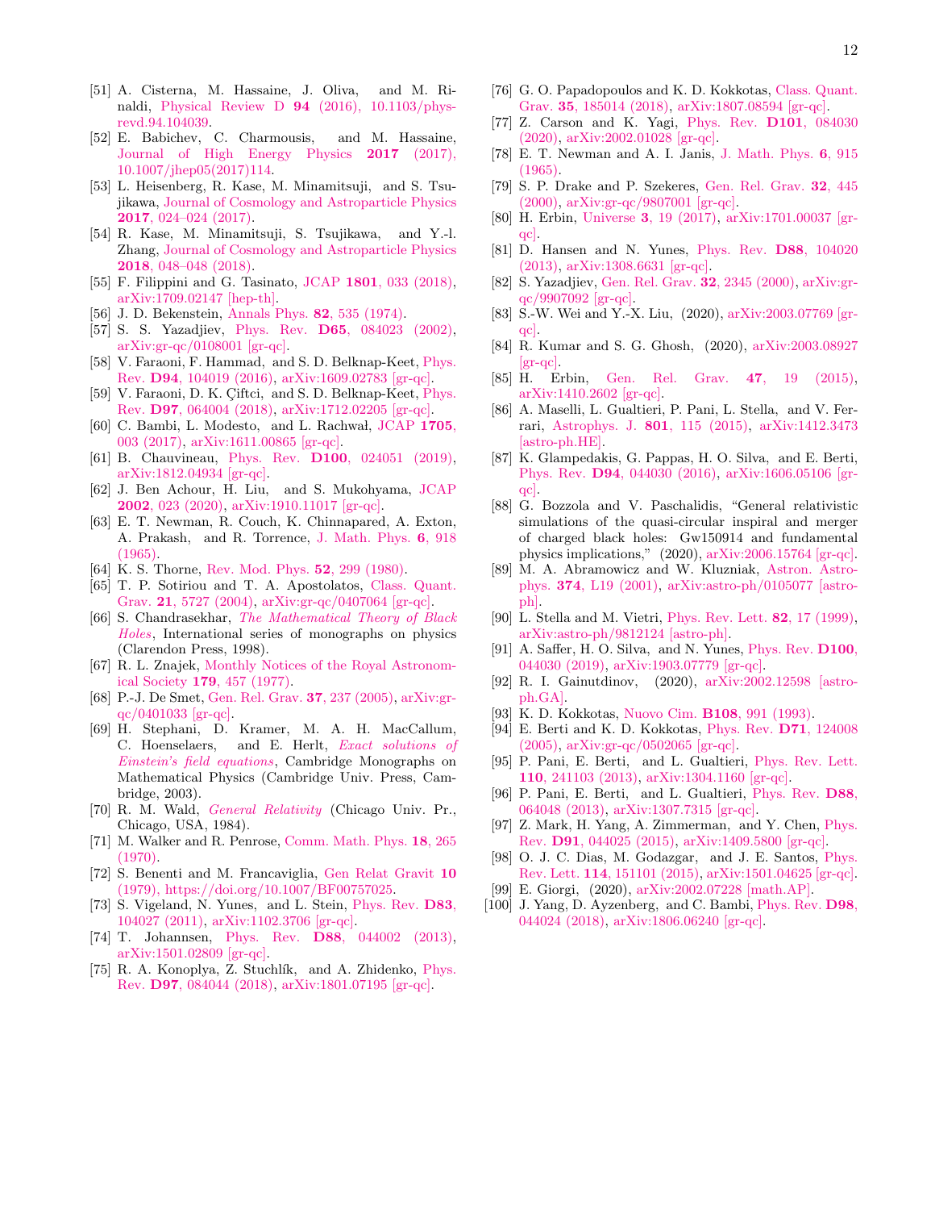[51] A. Cisterna, M. Hassaine, J. Oliva, and M. Rinaldi, Physical Review D **94** (2016), 10.1103/physrevd.94.104039.

[52] E. Babichev, C. Charmousis, and M. Hassaine, Journal of High Energy Physics **2017** (2017), 10.1007/jhep05(2017)114.

[53] L. Heisenberg, R. Kase, M. Minamitsuji, and S. Tsujikawa, Journal of Cosmology and Astroparticle Physics **2017**, 024–024 (2017).

[54] R. Kase, M. Minamitsuji, S. Tsujikawa, and Y.-l. Zhang, Journal of Cosmology and Astroparticle Physics **2018**, 048–048 (2018).

[55] F. Filippini and G. Tasinato, JCAP **1801**, 033 (2018), arXiv:1709.02147 [hep-th].

[56] J. D. Bekenstein, Annals Phys. **82**, 535 (1974).

[57] S. S. Yazadjiev, Phys. Rev. **D65**, 084023 (2002), arXiv:gr-qc/0108001 [gr-qc].

[58] V. Faraoni, F. Hammad, and S. D. Belknap-Keet, Phys. Rev. **D94**, 104019 (2016), arXiv:1609.02783 [gr-qc].

[59] V. Faraoni, D. K. Çiftci, and S. D. Belknap-Keet, Phys. Rev. **D97**, 064004 (2018), arXiv:1712.02205 [gr-qc].

[60] C. Bambi, L. Modesto, and L. Rachwał, JCAP **1705**, 003 (2017), arXiv:1611.00865 [gr-qc].

[61] B. Chauvineau, Phys. Rev. **D100**, 024051 (2019), arXiv:1812.04934 [gr-qc].

[62] J. Ben Achour, H. Liu, and S. Mukohyama, JCAP **2002**, 023 (2020), arXiv:1910.11017 [gr-qc].

[63] E. T. Newman, R. Couch, K. Chinnapared, A. Exton, A. Prakash, and R. Torrence, J. Math. Phys. **6**, 918 (1965).

[64] K. S. Thorne, Rev. Mod. Phys. **52**, 299 (1980).

[65] T. P. Sotiriou and T. A. Apostolatos, Class. Quant. Grav. **21**, 5727 (2004), arXiv:gr-qc/0407064 [gr-qc].

[66] S. Chandrasekhar, *The Mathematical Theory of Black Holes*, International series of monographs on physics (Clarendon Press, 1998).

[67] R. L. Znajek, Monthly Notices of the Royal Astronomical Society **179**, 457 (1977).

[68] P.-J. De Smet, Gen. Rel. Grav. **37**, 237 (2005), arXiv:gr-qc/0401033 [gr-qc].

[69] H. Stephani, D. Kramer, M. A. H. MacCallum, C. Hoenselaers, and E. Herlt, *Exact solutions of Einstein's field equations*, Cambridge Monographs on Mathematical Physics (Cambridge Univ. Press, Cambridge, 2003).

[70] R. M. Wald, *General Relativity* (Chicago Univ. Pr., Chicago, USA, 1984).

[71] M. Walker and R. Penrose, Comm. Math. Phys. **18**, 265 (1970).

[72] S. Benenti and M. Francaviglia, Gen Relat Gravit **10** (1979), https://doi.org/10.1007/BF00757025.

[73] S. Vigeland, N. Yunes, and L. Stein, Phys. Rev. **D83**, 104027 (2011), arXiv:1102.3706 [gr-qc].

[74] T. Johannsen, Phys. Rev. **D88**, 044002 (2013), arXiv:1501.02809 [gr-qc].

[75] R. A. Konoplya, Z. Stuchlík, and A. Zhidenko, Phys. Rev. **D97**, 084044 (2018), arXiv:1801.07195 [gr-qc].

[76] G. O. Papadopoulos and K. D. Kokkotas, Class. Quant. Grav. **35**, 185014 (2018), arXiv:1807.08594 [gr-qc].

[77] Z. Carson and K. Yagi, Phys. Rev. **D101**, 084030 (2020), arXiv:2002.01028 [gr-qc].

[78] E. T. Newman and A. I. Janis, J. Math. Phys. **6**, 915 (1965).

[79] S. P. Drake and P. Szekeres, Gen. Rel. Grav. **32**, 445 (2000), arXiv:gr-qc/9807001 [gr-qc].

[80] H. Erbin, Universe **3**, 19 (2017), arXiv:1701.00037 [gr-qc].

[81] D. Hansen and N. Yunes, Phys. Rev. **D88**, 104020 (2013), arXiv:1308.6631 [gr-qc].

[82] S. Yazadjiev, Gen. Rel. Grav. **32**, 2345 (2000), arXiv:gr-qc/9907092 [gr-qc].

[83] S.-W. Wei and Y.-X. Liu, (2020), arXiv:2003.07769 [gr-qc].

[84] R. Kumar and S. G. Ghosh, (2020), arXiv:2003.08927 [gr-qc].

[85] H. Erbin, Gen. Rel. Grav. **47**, 19 (2015), arXiv:1410.2602 [gr-qc].

[86] A. Maselli, L. Gualtieri, P. Pani, L. Stella, and V. Ferrari, Astrophys. J. **801**, 115 (2015), arXiv:1412.3473 [astro-ph.HE].

[87] K. Glampedakis, G. Pappas, H. O. Silva, and E. Berti, Phys. Rev. **D94**, 044030 (2016), arXiv:1606.05106 [gr-qc].

[88] G. Bozzola and V. Paschalidis, "General relativistic simulations of the quasi-circular inspiral and merger of charged black holes: Gw150914 and fundamental physics implications," (2020), arXiv:2006.15764 [gr-qc].

[89] M. A. Abramowicz and W. Kluzniak, Astron. Astrophys. **374**, L19 (2001), arXiv:astro-ph/0105077 [astro-ph].

[90] L. Stella and M. Vietri, Phys. Rev. Lett. **82**, 17 (1999), arXiv:astro-ph/9812124 [astro-ph].

[91] A. Saffer, H. O. Silva, and N. Yunes, Phys. Rev. **D100**, 044030 (2019), arXiv:1903.07779 [gr-qc].

[92] R. I. Gainutdinov, (2020), arXiv:2002.12598 [astro-ph.GA].

[93] K. D. Kokkotas, Nuovo Cim. **B108**, 991 (1993).

[94] E. Berti and K. D. Kokkotas, Phys. Rev. **D71**, 124008 (2005), arXiv:gr-qc/0502065 [gr-qc].

[95] P. Pani, E. Berti, and L. Gualtieri, Phys. Rev. Lett. **110**, 241103 (2013), arXiv:1304.1160 [gr-qc].

[96] P. Pani, E. Berti, and L. Gualtieri, Phys. Rev. **D88**, 064048 (2013), arXiv:1307.7315 [gr-qc].

[97] Z. Mark, H. Yang, A. Zimmerman, and Y. Chen, Phys. Rev. **D91**, 044025 (2015), arXiv:1409.5800 [gr-qc].

[98] O. J. C. Dias, M. Godazgar, and J. E. Santos, Phys. Rev. Lett. **114**, 151101 (2015), arXiv:1501.04625 [gr-qc].

[99] E. Giorgi, (2020), arXiv:2002.07228 [math.AP].

[100] J. Yang, D. Ayzenberg, and C. Bambi, Phys. Rev. **D98**, 044024 (2018), arXiv:1806.06240 [gr-qc].